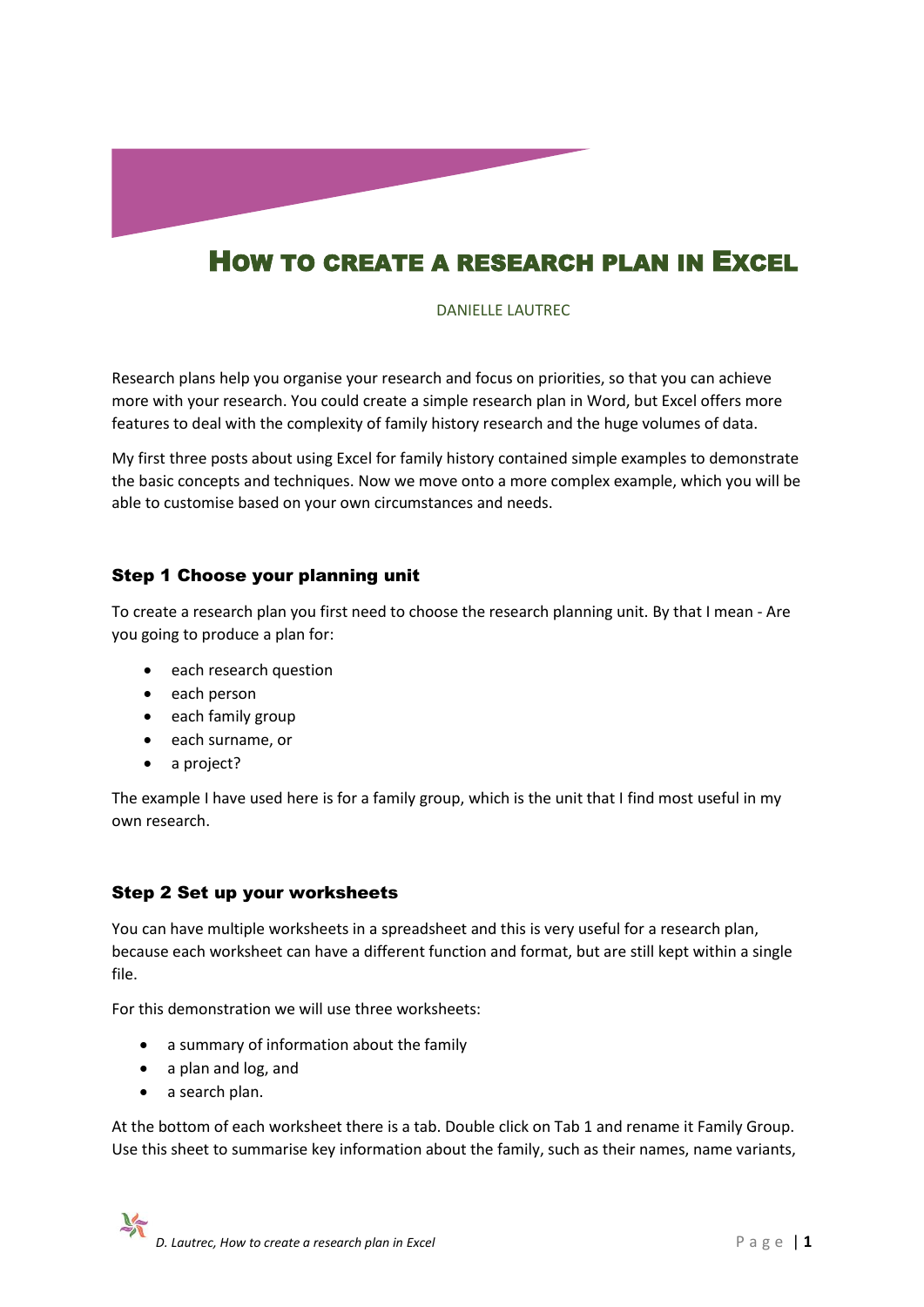# How to create a research plan in Excel

DANIELLE LAUTREC

Research plans help you organise your research and focus on priorities, so that you can achieve more with your research. You could create a simple research plan in Word, but Excel offers more features to deal with the complexity of family history research and the huge volumes of data.

My first three posts about using Excel for family history contained simple examples to demonstrate the basic concepts and techniques. Now we move onto a more complex example, which you will be able to customise based on your own circumstances and needs.

## Step 1 Choose your planning unit

To create a research plan you first need to choose the research planning unit. By that I mean - Are you going to produce a plan for:

- each research question
- each person
- each family group
- each surname, or
- a project?

The example I have used here is for a family group, which is the unit that I find most useful in my own research.

## Step 2 Set up your worksheets

You can have multiple worksheets in a spreadsheet and this is very useful for a research plan, because each worksheet can have a different function and format, but are still kept within a single file.

For this demonstration we will use three worksheets:

- a summary of information about the family
- a plan and log, and
- a search plan.

At the bottom of each worksheet there is a tab. Double click on Tab 1 and rename it Family Group. Use this sheet to summarise key information about the family, such as their names, name variants,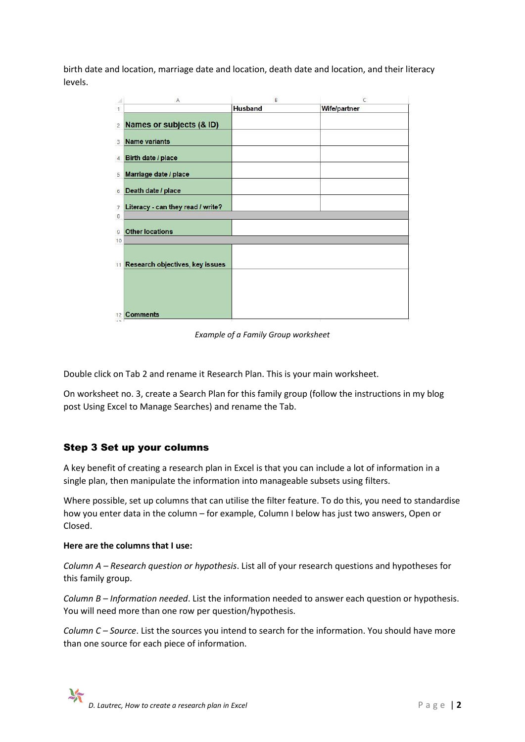birth date and location, marriage date and location, death date and location, and their literacy levels.

| | Husband | Wife/partner |
|---|---|---|
| Names or subjects (& ID) | | |
| Name variants | | |
| Birth date / place | | |
| Marriage date / place | | |
| Death date / place | | |
| Literacy - can they read / write? | | |
| | | |
| Other locations | | |
| | | |
| Research objectives, key issues | | |
| Comments | | |

*Example of a Family Group worksheet*

Double click on Tab 2 and rename it Research Plan. This is your main worksheet.

On worksheet no. 3, create a Search Plan for this family group (follow the instructions in my blog post Using Excel to Manage Searches) and rename the Tab.

## Step 3 Set up your columns

A key benefit of creating a research plan in Excel is that you can include a lot of information in a single plan, then manipulate the information into manageable subsets using filters.

Where possible, set up columns that can utilise the filter feature. To do this, you need to standardise how you enter data in the column – for example, Column I below has just two answers, Open or Closed.

**Here are the columns that I use:**

*Column A – Research question or hypothesis*. List all of your research questions and hypotheses for this family group.

*Column B – Information needed*. List the information needed to answer each question or hypothesis. You will need more than one row per question/hypothesis.

*Column C – Source*. List the sources you intend to search for the information. You should have more than one source for each piece of information.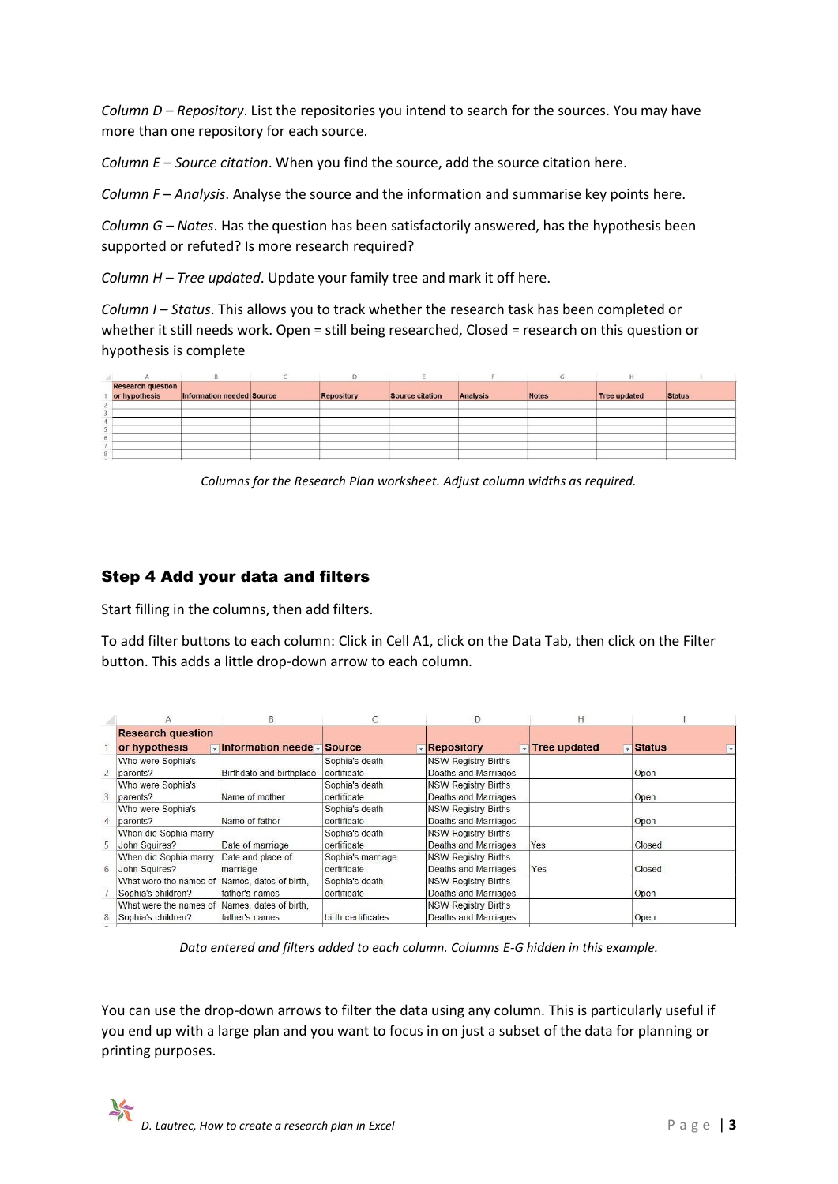*Column D – Repository*. List the repositories you intend to search for the sources. You may have more than one repository for each source.

*Column E – Source citation*. When you find the source, add the source citation here.

*Column F – Analysis*. Analyse the source and the information and summarise key points here.

*Column G – Notes*. Has the question has been satisfactorily answered, has the hypothesis been supported or refuted? Is more research required?

*Column H – Tree updated*. Update your family tree and mark it off here.

*Column I – Status*. This allows you to track whether the research task has been completed or whether it still needs work. Open = still being researched, Closed = research on this question or hypothesis is complete

| | A | B | C | D | E | F | G | H | I |
|---|---|---|---|---|---|---|---|---|---|
| 1 | Research question or hypothesis | Information needed | Source | Repository | Source citation | Analysis | Notes | Tree updated | Status |
| 2 | | | | | | | | | |
| 3 | | | | | | | | | |
| 4 | | | | | | | | | |
| 5 | | | | | | | | | |
| 6 | | | | | | | | | |
| 7 | | | | | | | | | |
| 8 | | | | | | | | | |

*Columns for the Research Plan worksheet. Adjust column widths as required.*

## Step 4 Add your data and filters

Start filling in the columns, then add filters.

To add filter buttons to each column: Click in Cell A1, click on the Data Tab, then click on the Filter button. This adds a little drop-down arrow to each column.

| | A | B | C | D | H | I |
|---|---|---|---|---|---|---|
| 1 | Research question or hypothesis | Information neede | Source | Repository | Tree updated | Status |
| 2 | Who were Sophia's parents? | Birthdate and birthplace | Sophia's death certificate | NSW Registry Births Deaths and Marriages | | Open |
| 3 | Who were Sophia's parents? | Name of mother | Sophia's death certificate | NSW Registry Births Deaths and Marriages | | Open |
| 4 | Who were Sophia's parents? | Name of father | Sophia's death certificate | NSW Registry Births Deaths and Marriages | | Open |
| 5 | When did Sophia marry John Squires? | Date of marriage | Sophia's death certificate | NSW Registry Births Deaths and Marriages | Yes | Closed |
| 6 | When did Sophia marry John Squires? | Date and place of marriage | Sophia's marriage certificate | NSW Registry Births Deaths and Marriages | Yes | Closed |
| 7 | What were the names of Sophia's children? | Names, dates of birth, father's names | Sophia's death certificate | NSW Registry Births Deaths and Marriages | | Open |
| 8 | What were the names of Sophia's children? | Names, dates of birth, father's names | birth certificates | NSW Registry Births Deaths and Marriages | | Open |

*Data entered and filters added to each column. Columns E-G hidden in this example.*

You can use the drop-down arrows to filter the data using any column. This is particularly useful if you end up with a large plan and you want to focus in on just a subset of the data for planning or printing purposes.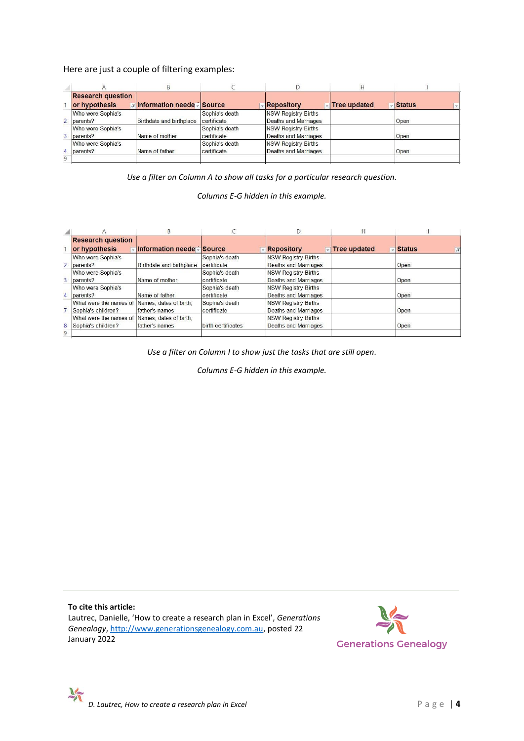Here are just a couple of filtering examples:

| | A | B | C | D | H | I |
|---|---|---|---|---|---|---|
| 1 | Research question or hypothesis | Information neede | Source | Repository | Tree updated | Status |
| 2 | Who were Sophia's parents? | Birthdate and birthplace | Sophia's death certificate | NSW Registry Births Deaths and Marriages | | Open |
| 3 | Who were Sophia's parents? | Name of mother | Sophia's death certificate | NSW Registry Births Deaths and Marriages | | Open |
| 4 | Who were Sophia's parents? | Name of father | Sophia's death certificate | NSW Registry Births Deaths and Marriages | | Open |
| 9 | | | | | | |

*Use a filter on Column A to show all tasks for a particular research question.*

*Columns E-G hidden in this example.*

| | A | B | C | D | H | I |
|---|---|---|---|---|---|---|
| 1 | Research question or hypothesis | Information neede | Source | Repository | Tree updated | Status |
| 2 | Who were Sophia's parents? | Birthdate and birthplace | Sophia's death certificate | NSW Registry Births Deaths and Marriages | | Open |
| 3 | Who were Sophia's parents? | Name of mother | Sophia's death certificate | NSW Registry Births Deaths and Marriages | | Open |
| 4 | Who were Sophia's parents? | Name of father | Sophia's death certificate | NSW Registry Births Deaths and Marriages | | Open |
| 7 | What were the names of Sophia's children? | Names, dates of birth, father's names | Sophia's death certificate | NSW Registry Births Deaths and Marriages | | Open |
| 8 | What were the names of Sophia's children? | Names, dates of birth, father's names | birth certificates | NSW Registry Births Deaths and Marriages | | Open |
| 9 | | | | | | |

*Use a filter on Column I to show just the tasks that are still open.*

*Columns E-G hidden in this example.*

**To cite this article:**
Lautrec, Danielle, 'How to create a research plan in Excel', *Generations Genealogy*, http://www.generationsgenealogy.com.au, posted 22 January 2022

Generations Genealogy